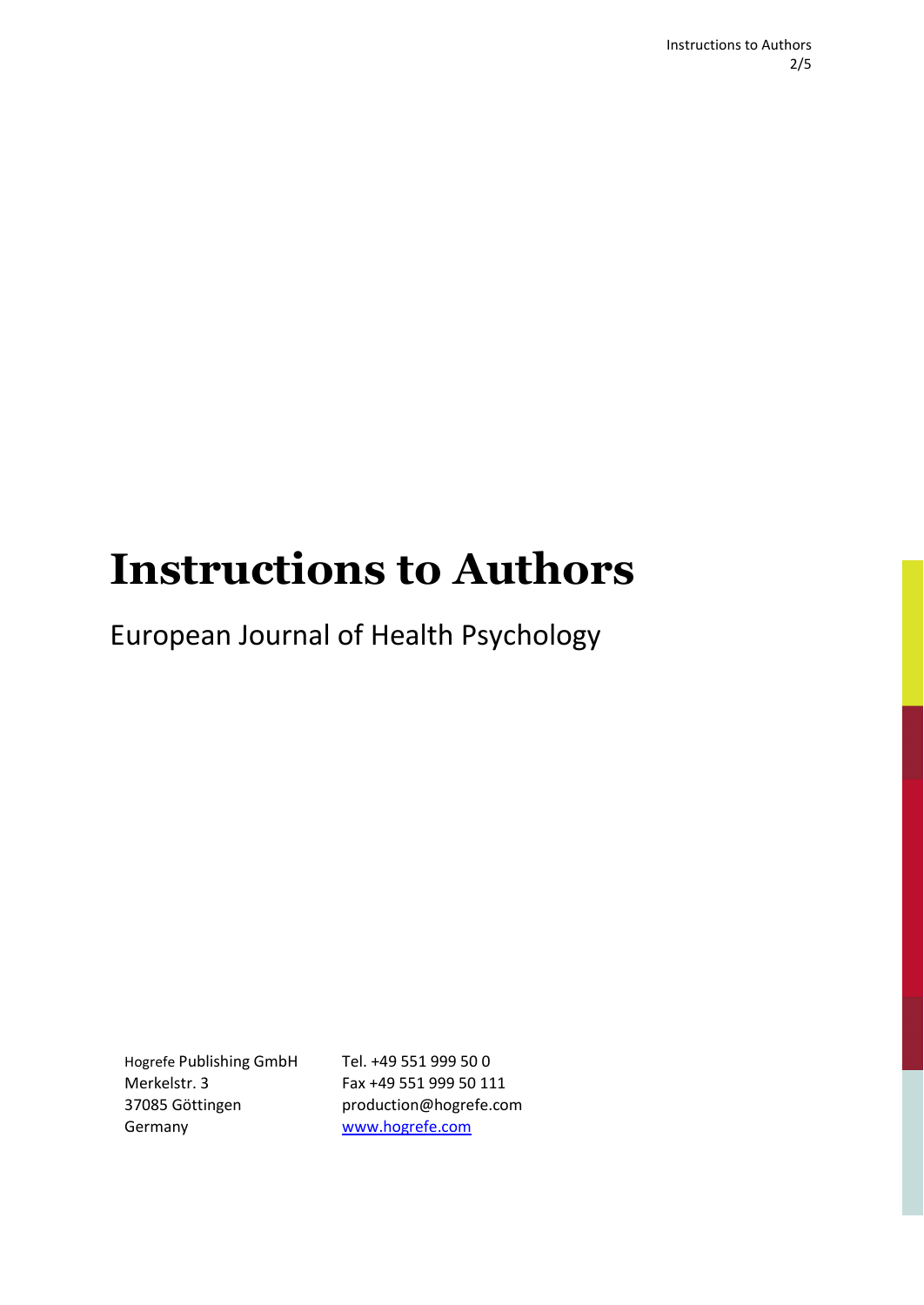# Instructions to Authors

European Journal of Health Psychology

Hogrefe Publishing GmbH
Merkelstr. 3
37085 Göttingen
Germany

Tel. +49 551 999 50 0
Fax +49 551 999 50 111
production@hogrefe.com
www.hogrefe.com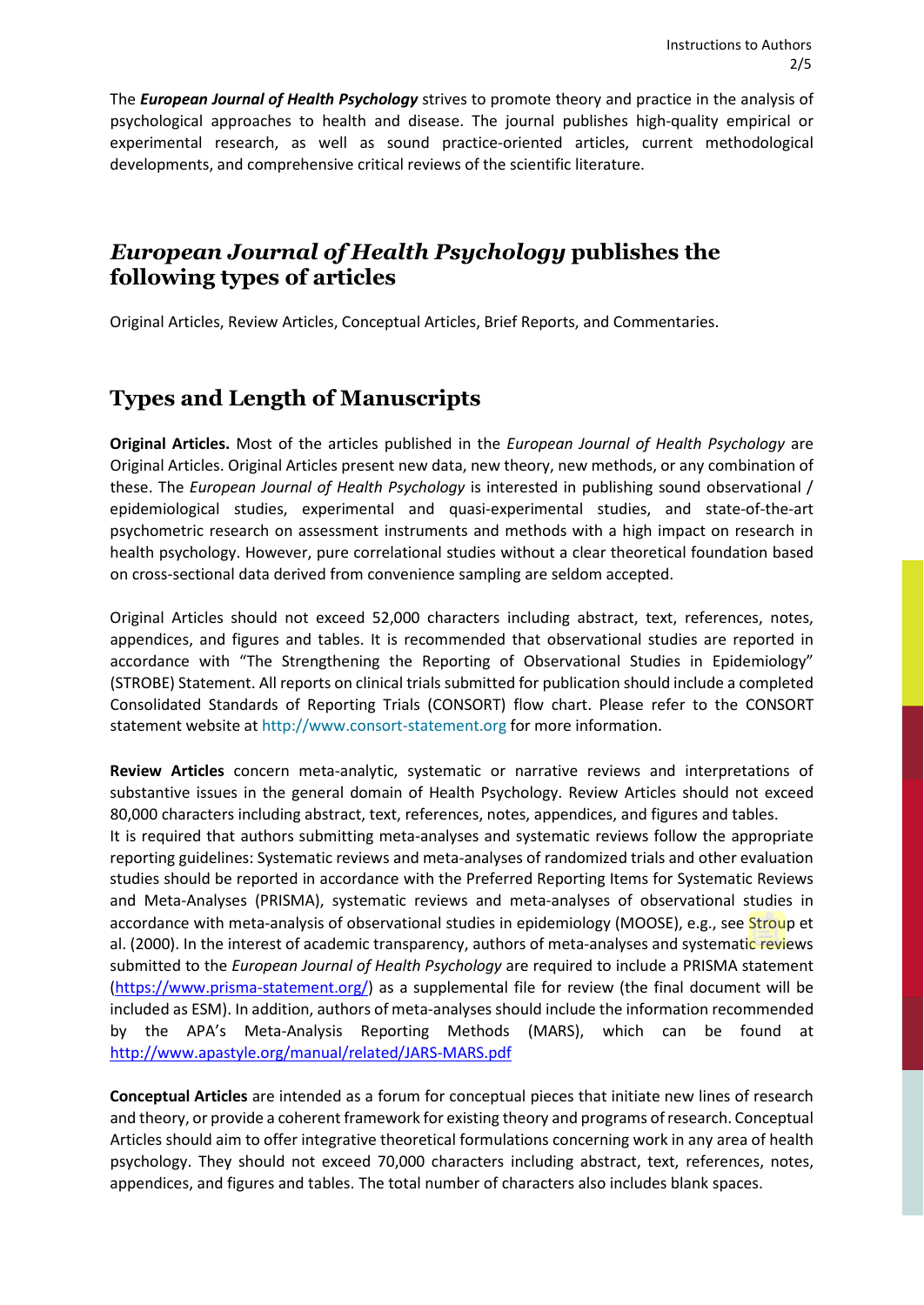The ***European Journal of Health Psychology*** strives to promote theory and practice in the analysis of psychological approaches to health and disease. The journal publishes high-quality empirical or experimental research, as well as sound practice-oriented articles, current methodological developments, and comprehensive critical reviews of the scientific literature.

## *European Journal of Health Psychology* publishes the following types of articles

Original Articles, Review Articles, Conceptual Articles, Brief Reports, and Commentaries.

## Types and Length of Manuscripts

**Original Articles.** Most of the articles published in the *European Journal of Health Psychology* are Original Articles. Original Articles present new data, new theory, new methods, or any combination of these. The *European Journal of Health Psychology* is interested in publishing sound observational / epidemiological studies, experimental and quasi-experimental studies, and state-of-the-art psychometric research on assessment instruments and methods with a high impact on research in health psychology. However, pure correlational studies without a clear theoretical foundation based on cross-sectional data derived from convenience sampling are seldom accepted.

Original Articles should not exceed 52,000 characters including abstract, text, references, notes, appendices, and figures and tables. It is recommended that observational studies are reported in accordance with "The Strengthening the Reporting of Observational Studies in Epidemiology" (STROBE) Statement. All reports on clinical trials submitted for publication should include a completed Consolidated Standards of Reporting Trials (CONSORT) flow chart. Please refer to the CONSORT statement website at http://www.consort-statement.org for more information.

**Review Articles** concern meta-analytic, systematic or narrative reviews and interpretations of substantive issues in the general domain of Health Psychology. Review Articles should not exceed 80,000 characters including abstract, text, references, notes, appendices, and figures and tables.
It is required that authors submitting meta-analyses and systematic reviews follow the appropriate reporting guidelines: Systematic reviews and meta-analyses of randomized trials and other evaluation studies should be reported in accordance with the Preferred Reporting Items for Systematic Reviews and Meta-Analyses (PRISMA), systematic reviews and meta-analyses of observational studies in accordance with meta-analysis of observational studies in epidemiology (MOOSE), e.g., see Stroup et al. (2000). In the interest of academic transparency, authors of meta-analyses and systematic reviews submitted to the *European Journal of Health Psychology* are required to include a PRISMA statement (https://www.prisma-statement.org/) as a supplemental file for review (the final document will be included as ESM). In addition, authors of meta-analyses should include the information recommended by the APA's Meta-Analysis Reporting Methods (MARS), which can be found at http://www.apastyle.org/manual/related/JARS-MARS.pdf

**Conceptual Articles** are intended as a forum for conceptual pieces that initiate new lines of research and theory, or provide a coherent framework for existing theory and programs of research. Conceptual Articles should aim to offer integrative theoretical formulations concerning work in any area of health psychology. They should not exceed 70,000 characters including abstract, text, references, notes, appendices, and figures and tables. The total number of characters also includes blank spaces.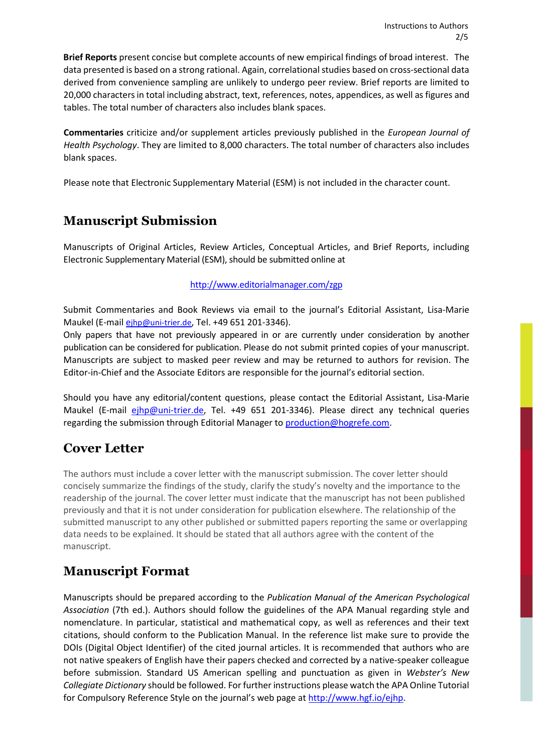**Brief Reports** present concise but complete accounts of new empirical findings of broad interest. The data presented is based on a strong rational. Again, correlational studies based on cross-sectional data derived from convenience sampling are unlikely to undergo peer review. Brief reports are limited to 20,000 characters in total including abstract, text, references, notes, appendices, as well as figures and tables. The total number of characters also includes blank spaces.

**Commentaries** criticize and/or supplement articles previously published in the *European Journal of Health Psychology*. They are limited to 8,000 characters. The total number of characters also includes blank spaces.

Please note that Electronic Supplementary Material (ESM) is not included in the character count.

# Manuscript Submission

Manuscripts of Original Articles, Review Articles, Conceptual Articles, and Brief Reports, including Electronic Supplementary Material (ESM), should be submitted online at

http://www.editorialmanager.com/zgp

Submit Commentaries and Book Reviews via email to the journal's Editorial Assistant, Lisa-Marie Maukel (E-mail ejhp@uni-trier.de, Tel. +49 651 201-3346).

Only papers that have not previously appeared in or are currently under consideration by another publication can be considered for publication. Please do not submit printed copies of your manuscript. Manuscripts are subject to masked peer review and may be returned to authors for revision. The Editor-in-Chief and the Associate Editors are responsible for the journal's editorial section.

Should you have any editorial/content questions, please contact the Editorial Assistant, Lisa-Marie Maukel (E-mail ejhp@uni-trier.de, Tel. +49 651 201-3346). Please direct any technical queries regarding the submission through Editorial Manager to production@hogrefe.com.

# Cover Letter

The authors must include a cover letter with the manuscript submission. The cover letter should concisely summarize the findings of the study, clarify the study's novelty and the importance to the readership of the journal. The cover letter must indicate that the manuscript has not been published previously and that it is not under consideration for publication elsewhere. The relationship of the submitted manuscript to any other published or submitted papers reporting the same or overlapping data needs to be explained. It should be stated that all authors agree with the content of the manuscript.

# Manuscript Format

Manuscripts should be prepared according to the *Publication Manual of the American Psychological Association* (7th ed.). Authors should follow the guidelines of the APA Manual regarding style and nomenclature. In particular, statistical and mathematical copy, as well as references and their text citations, should conform to the Publication Manual. In the reference list make sure to provide the DOIs (Digital Object Identifier) of the cited journal articles. It is recommended that authors who are not native speakers of English have their papers checked and corrected by a native-speaker colleague before submission. Standard US American spelling and punctuation as given in *Webster's New Collegiate Dictionary* should be followed. For further instructions please watch the APA Online Tutorial for Compulsory Reference Style on the journal's web page at http://www.hgf.io/ejhp.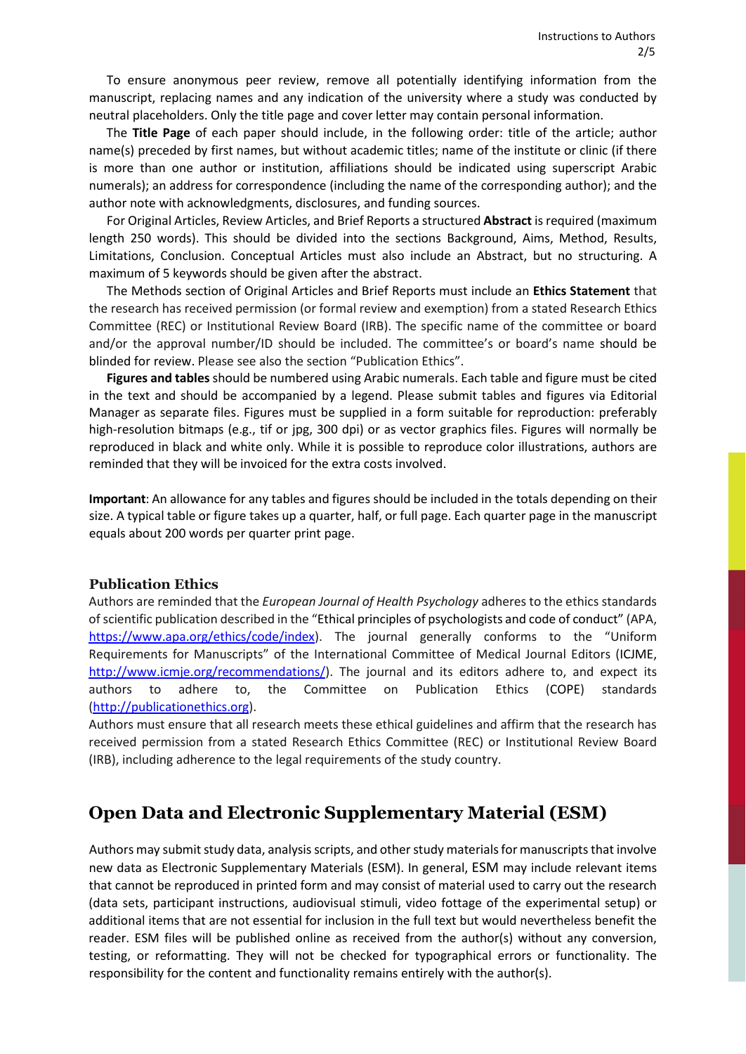To ensure anonymous peer review, remove all potentially identifying information from the manuscript, replacing names and any indication of the university where a study was conducted by neutral placeholders. Only the title page and cover letter may contain personal information.

The **Title Page** of each paper should include, in the following order: title of the article; author name(s) preceded by first names, but without academic titles; name of the institute or clinic (if there is more than one author or institution, affiliations should be indicated using superscript Arabic numerals); an address for correspondence (including the name of the corresponding author); and the author note with acknowledgments, disclosures, and funding sources.

For Original Articles, Review Articles, and Brief Reports a structured **Abstract** is required (maximum length 250 words). This should be divided into the sections Background, Aims, Method, Results, Limitations, Conclusion. Conceptual Articles must also include an Abstract, but no structuring. A maximum of 5 keywords should be given after the abstract.

The Methods section of Original Articles and Brief Reports must include an **Ethics Statement** that the research has received permission (or formal review and exemption) from a stated Research Ethics Committee (REC) or Institutional Review Board (IRB). The specific name of the committee or board and/or the approval number/ID should be included. The committee's or board's name should be blinded for review. Please see also the section "Publication Ethics".

**Figures and tables** should be numbered using Arabic numerals. Each table and figure must be cited in the text and should be accompanied by a legend. Please submit tables and figures via Editorial Manager as separate files. Figures must be supplied in a form suitable for reproduction: preferably high-resolution bitmaps (e.g., tif or jpg, 300 dpi) or as vector graphics files. Figures will normally be reproduced in black and white only. While it is possible to reproduce color illustrations, authors are reminded that they will be invoiced for the extra costs involved.

**Important**: An allowance for any tables and figures should be included in the totals depending on their size. A typical table or figure takes up a quarter, half, or full page. Each quarter page in the manuscript equals about 200 words per quarter print page.

### Publication Ethics

Authors are reminded that the *European Journal of Health Psychology* adheres to the ethics standards of scientific publication described in the "Ethical principles of psychologists and code of conduct" (APA, https://www.apa.org/ethics/code/index). The journal generally conforms to the "Uniform Requirements for Manuscripts" of the International Committee of Medical Journal Editors (ICJME, http://www.icmje.org/recommendations/). The journal and its editors adhere to, and expect its authors to adhere to, the Committee on Publication Ethics (COPE) standards (http://publicationethics.org).

Authors must ensure that all research meets these ethical guidelines and affirm that the research has received permission from a stated Research Ethics Committee (REC) or Institutional Review Board (IRB), including adherence to the legal requirements of the study country.

## Open Data and Electronic Supplementary Material (ESM)

Authors may submit study data, analysis scripts, and other study materials for manuscripts that involve new data as Electronic Supplementary Materials (ESM). In general, ESM may include relevant items that cannot be reproduced in printed form and may consist of material used to carry out the research (data sets, participant instructions, audiovisual stimuli, video fottage of the experimental setup) or additional items that are not essential for inclusion in the full text but would nevertheless benefit the reader. ESM files will be published online as received from the author(s) without any conversion, testing, or reformatting. They will not be checked for typographical errors or functionality. The responsibility for the content and functionality remains entirely with the author(s).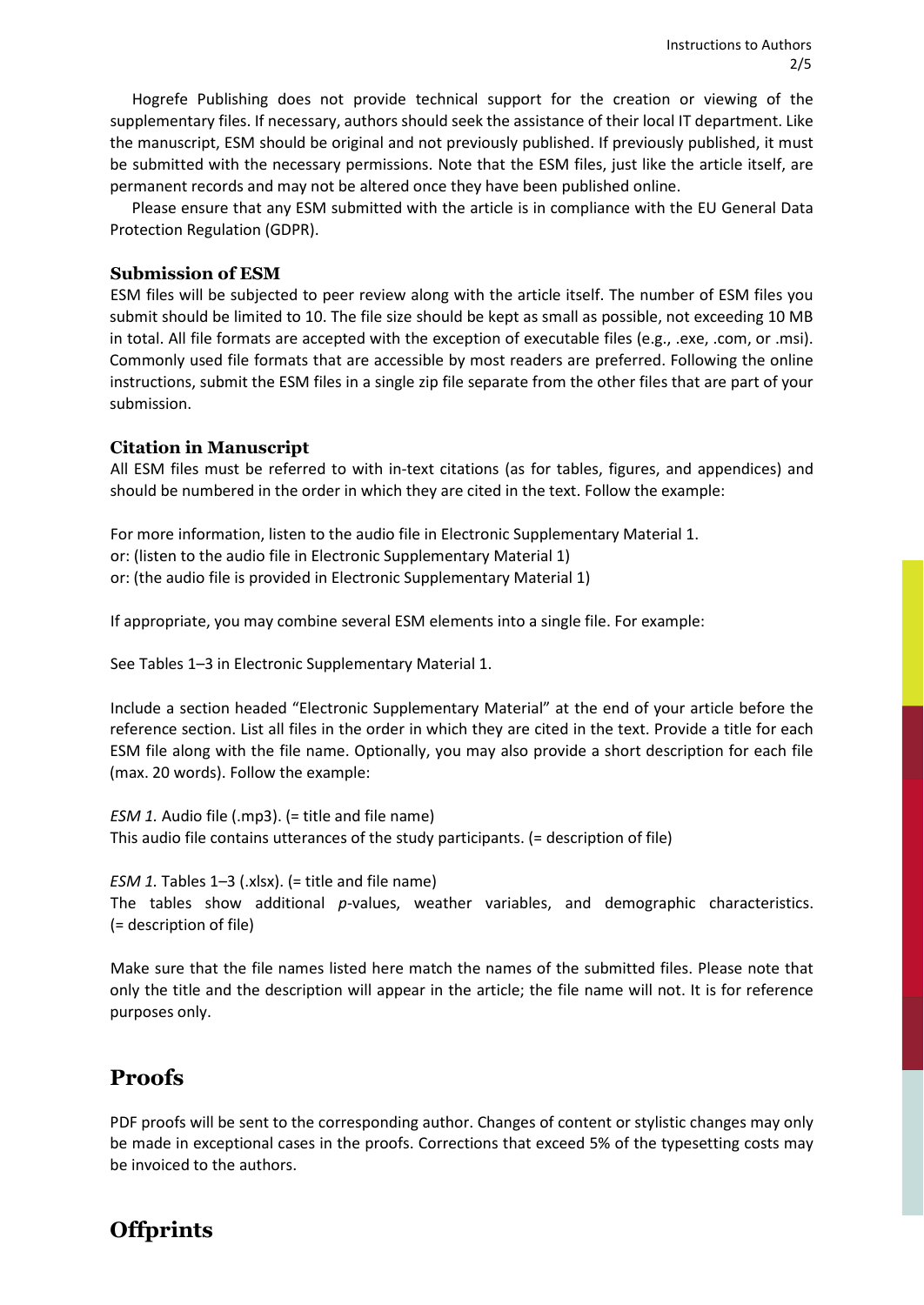Hogrefe Publishing does not provide technical support for the creation or viewing of the supplementary files. If necessary, authors should seek the assistance of their local IT department. Like the manuscript, ESM should be original and not previously published. If previously published, it must be submitted with the necessary permissions. Note that the ESM files, just like the article itself, are permanent records and may not be altered once they have been published online.

Please ensure that any ESM submitted with the article is in compliance with the EU General Data Protection Regulation (GDPR).

### Submission of ESM

ESM files will be subjected to peer review along with the article itself. The number of ESM files you submit should be limited to 10. The file size should be kept as small as possible, not exceeding 10 MB in total. All file formats are accepted with the exception of executable files (e.g., .exe, .com, or .msi). Commonly used file formats that are accessible by most readers are preferred. Following the online instructions, submit the ESM files in a single zip file separate from the other files that are part of your submission.

### Citation in Manuscript

All ESM files must be referred to with in-text citations (as for tables, figures, and appendices) and should be numbered in the order in which they are cited in the text. Follow the example:

For more information, listen to the audio file in Electronic Supplementary Material 1.
or: (listen to the audio file in Electronic Supplementary Material 1)
or: (the audio file is provided in Electronic Supplementary Material 1)

If appropriate, you may combine several ESM elements into a single file. For example:

See Tables 1–3 in Electronic Supplementary Material 1.

Include a section headed "Electronic Supplementary Material" at the end of your article before the reference section. List all files in the order in which they are cited in the text. Provide a title for each ESM file along with the file name. Optionally, you may also provide a short description for each file (max. 20 words). Follow the example:

*ESM 1.* Audio file (.mp3). (= title and file name)
This audio file contains utterances of the study participants. (= description of file)

*ESM 1.* Tables 1–3 (.xlsx). (= title and file name)
The tables show additional *p*-values, weather variables, and demographic characteristics. (= description of file)

Make sure that the file names listed here match the names of the submitted files. Please note that only the title and the description will appear in the article; the file name will not. It is for reference purposes only.

## Proofs

PDF proofs will be sent to the corresponding author. Changes of content or stylistic changes may only be made in exceptional cases in the proofs. Corrections that exceed 5% of the typesetting costs may be invoiced to the authors.

## Offprints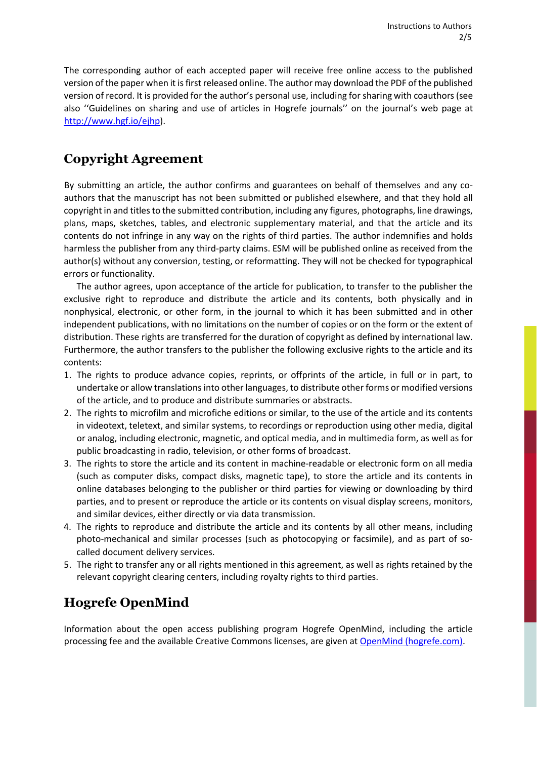The corresponding author of each accepted paper will receive free online access to the published version of the paper when it is first released online. The author may download the PDF of the published version of record. It is provided for the author's personal use, including for sharing with coauthors (see also ''Guidelines on sharing and use of articles in Hogrefe journals'' on the journal's web page at [http://www.hgf.io/ejhp](http://www.hgf.io/ejhp)).

## Copyright Agreement

By submitting an article, the author confirms and guarantees on behalf of themselves and any co-authors that the manuscript has not been submitted or published elsewhere, and that they hold all copyright in and titles to the submitted contribution, including any figures, photographs, line drawings, plans, maps, sketches, tables, and electronic supplementary material, and that the article and its contents do not infringe in any way on the rights of third parties. The author indemnifies and holds harmless the publisher from any third-party claims. ESM will be published online as received from the author(s) without any conversion, testing, or reformatting. They will not be checked for typographical errors or functionality.

The author agrees, upon acceptance of the article for publication, to transfer to the publisher the exclusive right to reproduce and distribute the article and its contents, both physically and in nonphysical, electronic, or other form, in the journal to which it has been submitted and in other independent publications, with no limitations on the number of copies or on the form or the extent of distribution. These rights are transferred for the duration of copyright as defined by international law. Furthermore, the author transfers to the publisher the following exclusive rights to the article and its contents:

1. The rights to produce advance copies, reprints, or offprints of the article, in full or in part, to undertake or allow translations into other languages, to distribute other forms or modified versions of the article, and to produce and distribute summaries or abstracts.
2. The rights to microfilm and microfiche editions or similar, to the use of the article and its contents in videotext, teletext, and similar systems, to recordings or reproduction using other media, digital or analog, including electronic, magnetic, and optical media, and in multimedia form, as well as for public broadcasting in radio, television, or other forms of broadcast.
3. The rights to store the article and its content in machine-readable or electronic form on all media (such as computer disks, compact disks, magnetic tape), to store the article and its contents in online databases belonging to the publisher or third parties for viewing or downloading by third parties, and to present or reproduce the article or its contents on visual display screens, monitors, and similar devices, either directly or via data transmission.
4. The rights to reproduce and distribute the article and its contents by all other means, including photo-mechanical and similar processes (such as photocopying or facsimile), and as part of so-called document delivery services.
5. The right to transfer any or all rights mentioned in this agreement, as well as rights retained by the relevant copyright clearing centers, including royalty rights to third parties.

## Hogrefe OpenMind

Information about the open access publishing program Hogrefe OpenMind, including the article processing fee and the available Creative Commons licenses, are given at [OpenMind (hogrefe.com)](OpenMind (hogrefe.com)).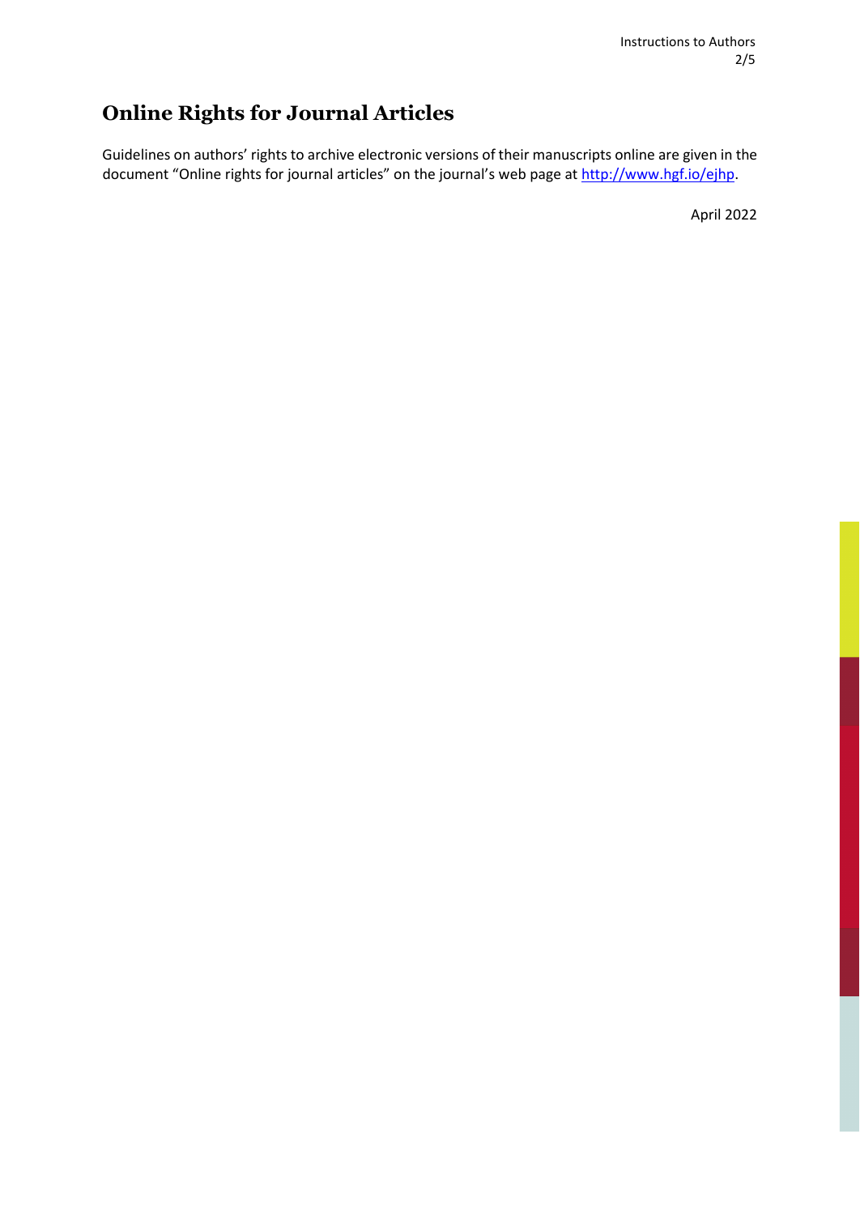## Online Rights for Journal Articles

Guidelines on authors' rights to archive electronic versions of their manuscripts online are given in the document "Online rights for journal articles" on the journal's web page at http://www.hgf.io/ejhp.

April 2022